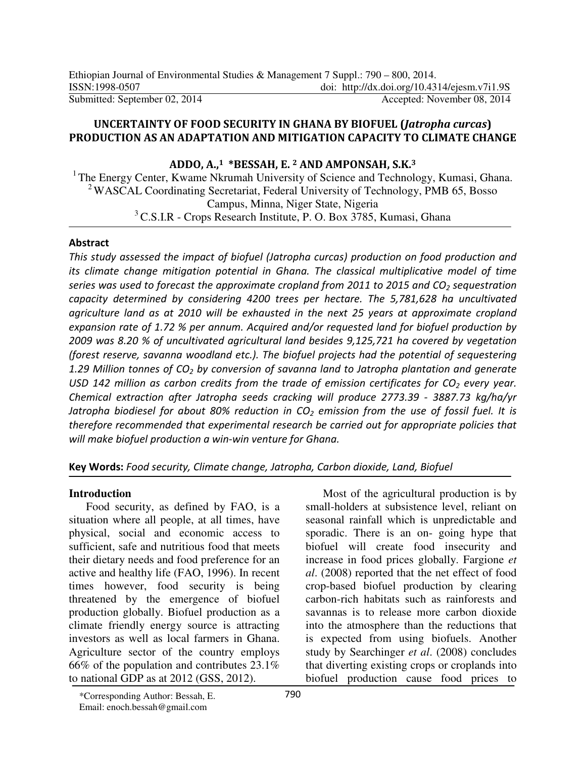Ethiopian Journal of Environmental Studies & Management 7 Suppl.: 790 – 800, 2014.
ISSN:1998-0507 doi: http://dx.doi.org/10.4314/ejesm.v7i1.9S
Submitted: September 02, 2014 Accepted: November 08, 2014

# UNCERTAINTY OF FOOD SECURITY IN GHANA BY BIOFUEL (*Jatropha curcas*) PRODUCTION AS AN ADAPTATION AND MITIGATION CAPACITY TO CLIMATE CHANGE

**ADDO, A.,[1] \*BESSAH, E.[2] AND AMPONSAH, S.K.[3]**

[1] The Energy Center, Kwame Nkrumah University of Science and Technology, Kumasi, Ghana.
[2] WASCAL Coordinating Secretariat, Federal University of Technology, PMB 65, Bosso Campus, Minna, Niger State, Nigeria
[3] C.S.I.R - Crops Research Institute, P. O. Box 3785, Kumasi, Ghana

## Abstract

*This study assessed the impact of biofuel (Jatropha curcas) production on food production and its climate change mitigation potential in Ghana. The classical multiplicative model of time series was used to forecast the approximate cropland from 2011 to 2015 and $CO_2$ sequestration capacity determined by considering 4200 trees per hectare. The 5,781,628 ha uncultivated agriculture land as at 2010 will be exhausted in the next 25 years at approximate cropland expansion rate of 1.72 % per annum. Acquired and/or requested land for biofuel production by 2009 was 8.20 % of uncultivated agricultural land besides 9,125,721 ha covered by vegetation (forest reserve, savanna woodland etc.). The biofuel projects had the potential of sequestering 1.29 Million tonnes of $CO_2$ by conversion of savanna land to Jatropha plantation and generate USD 142 million as carbon credits from the trade of emission certificates for $CO_2$ every year. Chemical extraction after Jatropha seeds cracking will produce 2773.39 - 3887.73 kg/ha/yr Jatropha biodiesel for about 80% reduction in $CO_2$ emission from the use of fossil fuel. It is therefore recommended that experimental research be carried out for appropriate policies that will make biofuel production a win-win venture for Ghana.*

**Key Words:** *Food security, Climate change, Jatropha, Carbon dioxide, Land, Biofuel*

## Introduction

Food security, as defined by FAO, is a situation where all people, at all times, have physical, social and economic access to sufficient, safe and nutritious food that meets their dietary needs and food preference for an active and healthy life (FAO, 1996). In recent times however, food security is being threatened by the emergence of biofuel production globally. Biofuel production as a climate friendly energy source is attracting investors as well as local farmers in Ghana. Agriculture sector of the country employs 66% of the population and contributes 23.1% to national GDP as at 2012 (GSS, 2012).

Most of the agricultural production is by small-holders at subsistence level, reliant on seasonal rainfall which is unpredictable and sporadic. There is an on- going hype that biofuel will create food insecurity and increase in food prices globally. Fargione *et al*. (2008) reported that the net effect of food crop-based biofuel production by clearing carbon-rich habitats such as rainforests and savannas is to release more carbon dioxide into the atmosphere than the reductions that is expected from using biofuels. Another study by Searchinger *et al*. (2008) concludes that diverting existing crops or croplands into biofuel production cause food prices to

\*Corresponding Author: Bessah, E.
Email: enoch.bessah@gmail.com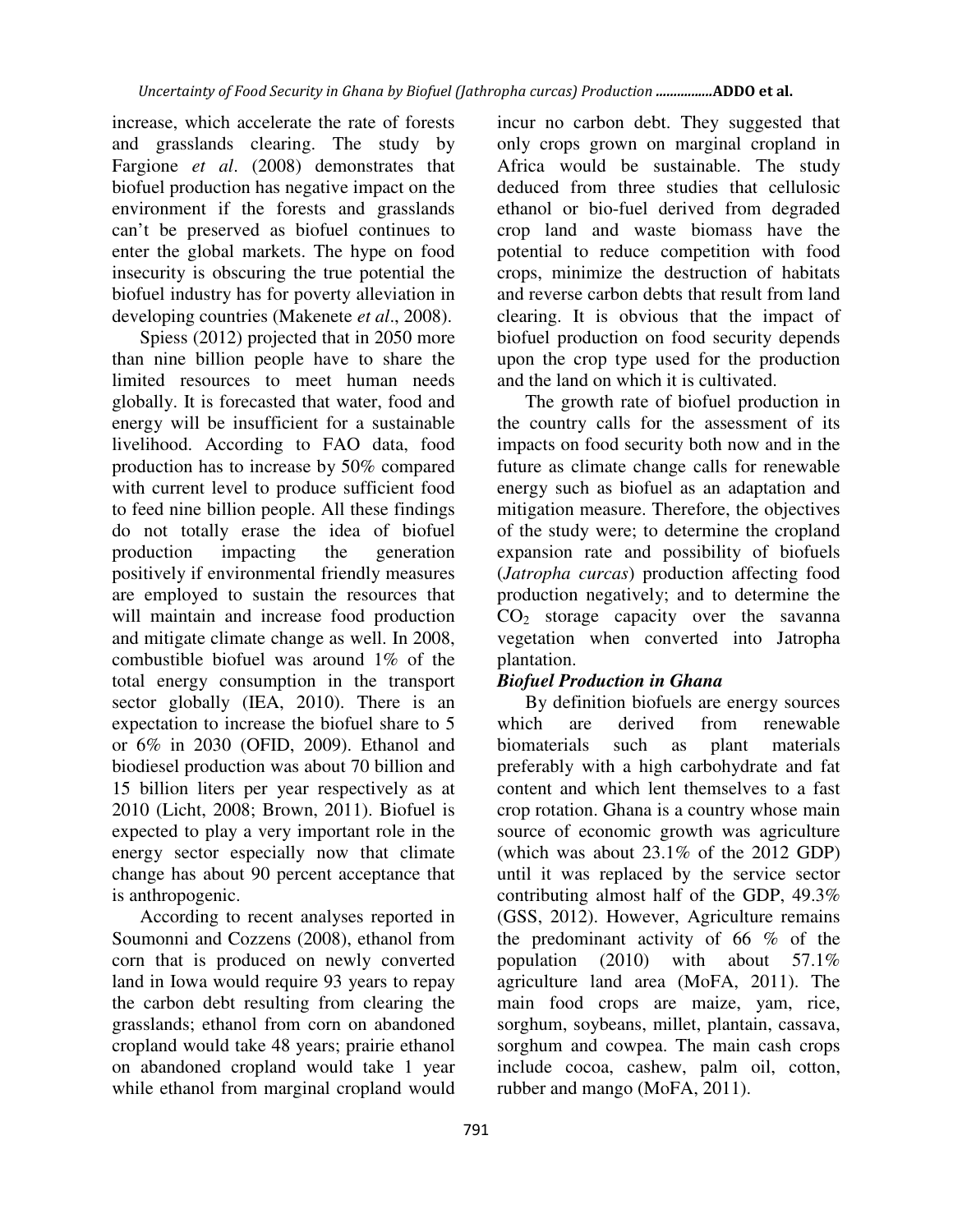increase, which accelerate the rate of forests and grasslands clearing. The study by Fargione *et al*. (2008) demonstrates that biofuel production has negative impact on the environment if the forests and grasslands can't be preserved as biofuel continues to enter the global markets. The hype on food insecurity is obscuring the true potential the biofuel industry has for poverty alleviation in developing countries (Makenete *et al*., 2008).

Spiess (2012) projected that in 2050 more than nine billion people have to share the limited resources to meet human needs globally. It is forecasted that water, food and energy will be insufficient for a sustainable livelihood. According to FAO data, food production has to increase by 50% compared with current level to produce sufficient food to feed nine billion people. All these findings do not totally erase the idea of biofuel production impacting the generation positively if environmental friendly measures are employed to sustain the resources that will maintain and increase food production and mitigate climate change as well. In 2008, combustible biofuel was around 1% of the total energy consumption in the transport sector globally (IEA, 2010). There is an expectation to increase the biofuel share to 5 or 6% in 2030 (OFID, 2009). Ethanol and biodiesel production was about 70 billion and 15 billion liters per year respectively as at 2010 (Licht, 2008; Brown, 2011). Biofuel is expected to play a very important role in the energy sector especially now that climate change has about 90 percent acceptance that is anthropogenic.

According to recent analyses reported in Soumonni and Cozzens (2008), ethanol from corn that is produced on newly converted land in Iowa would require 93 years to repay the carbon debt resulting from clearing the grasslands; ethanol from corn on abandoned cropland would take 48 years; prairie ethanol on abandoned cropland would take 1 year while ethanol from marginal cropland would incur no carbon debt. They suggested that only crops grown on marginal cropland in Africa would be sustainable. The study deduced from three studies that cellulosic ethanol or bio-fuel derived from degraded crop land and waste biomass have the potential to reduce competition with food crops, minimize the destruction of habitats and reverse carbon debts that result from land clearing. It is obvious that the impact of biofuel production on food security depends upon the crop type used for the production and the land on which it is cultivated.

The growth rate of biofuel production in the country calls for the assessment of its impacts on food security both now and in the future as climate change calls for renewable energy such as biofuel as an adaptation and mitigation measure. Therefore, the objectives of the study were; to determine the cropland expansion rate and possibility of biofuels (*Jatropha curcas*) production affecting food production negatively; and to determine the $CO_2$ storage capacity over the savanna vegetation when converted into Jatropha plantation.

### *Biofuel Production in Ghana*

By definition biofuels are energy sources which are derived from renewable biomaterials such as plant materials preferably with a high carbohydrate and fat content and which lent themselves to a fast crop rotation. Ghana is a country whose main source of economic growth was agriculture (which was about 23.1% of the 2012 GDP) until it was replaced by the service sector contributing almost half of the GDP, 49.3% (GSS, 2012). However, Agriculture remains the predominant activity of 66 % of the population (2010) with about 57.1% agriculture land area (MoFA, 2011). The main food crops are maize, yam, rice, sorghum, soybeans, millet, plantain, cassava, sorghum and cowpea. The main cash crops include cocoa, cashew, palm oil, cotton, rubber and mango (MoFA, 2011).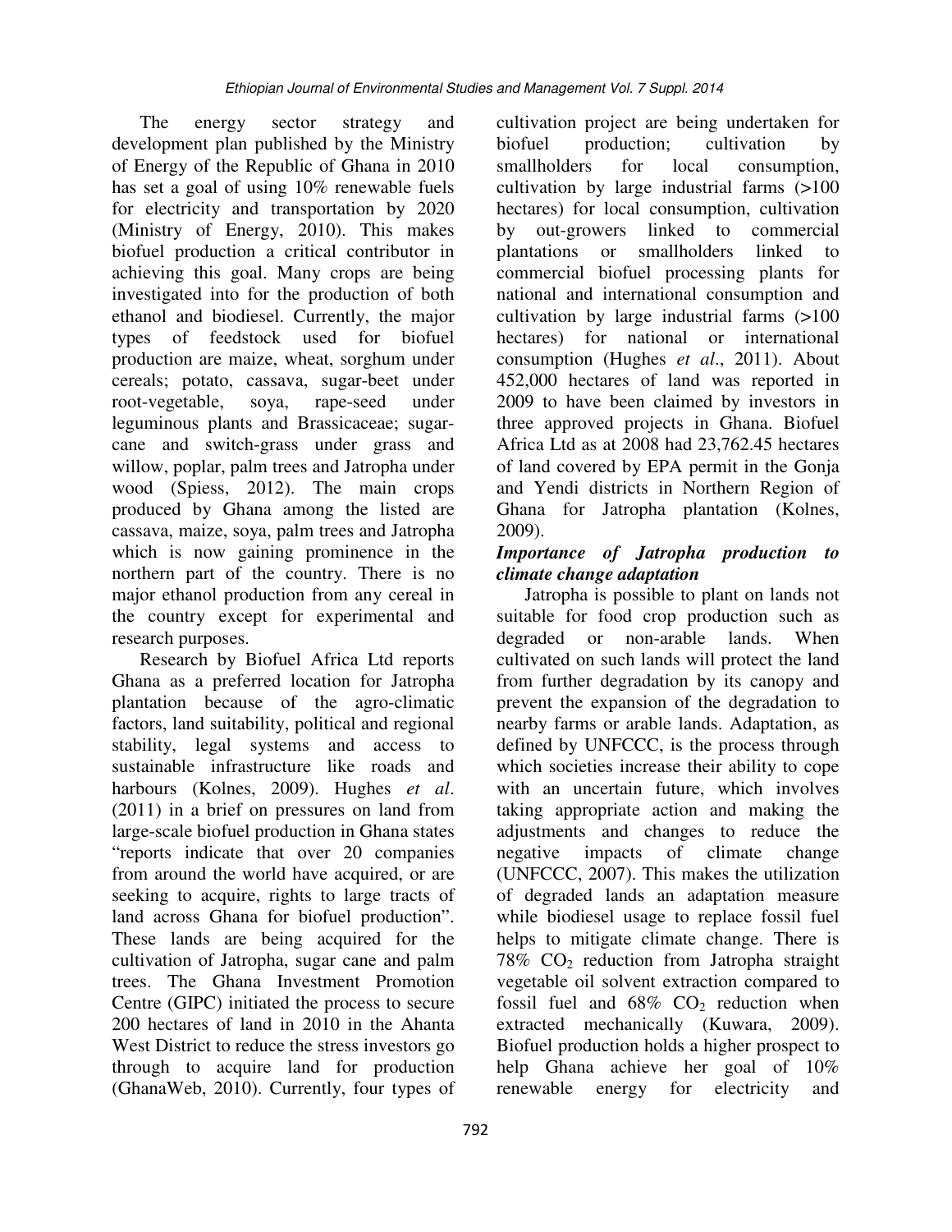The energy sector strategy and development plan published by the Ministry of Energy of the Republic of Ghana in 2010 has set a goal of using 10% renewable fuels for electricity and transportation by 2020 (Ministry of Energy, 2010). This makes biofuel production a critical contributor in achieving this goal. Many crops are being investigated into for the production of both ethanol and biodiesel. Currently, the major types of feedstock used for biofuel production are maize, wheat, sorghum under cereals; potato, cassava, sugar-beet under root-vegetable, soya, rape-seed under leguminous plants and Brassicaceae; sugar-cane and switch-grass under grass and willow, poplar, palm trees and Jatropha under wood (Spiess, 2012). The main crops produced by Ghana among the listed are cassava, maize, soya, palm trees and Jatropha which is now gaining prominence in the northern part of the country. There is no major ethanol production from any cereal in the country except for experimental and research purposes.

Research by Biofuel Africa Ltd reports Ghana as a preferred location for Jatropha plantation because of the agro-climatic factors, land suitability, political and regional stability, legal systems and access to sustainable infrastructure like roads and harbours (Kolnes, 2009). Hughes *et al*. (2011) in a brief on pressures on land from large-scale biofuel production in Ghana states "reports indicate that over 20 companies from around the world have acquired, or are seeking to acquire, rights to large tracts of land across Ghana for biofuel production". These lands are being acquired for the cultivation of Jatropha, sugar cane and palm trees. The Ghana Investment Promotion Centre (GIPC) initiated the process to secure 200 hectares of land in 2010 in the Ahanta West District to reduce the stress investors go through to acquire land for production (GhanaWeb, 2010). Currently, four types of cultivation project are being undertaken for biofuel production; cultivation by smallholders for local consumption, cultivation by large industrial farms (>100 hectares) for local consumption, cultivation by out-growers linked to commercial plantations or smallholders linked to commercial biofuel processing plants for national and international consumption and cultivation by large industrial farms (>100 hectares) for national or international consumption (Hughes *et al*., 2011). About 452,000 hectares of land was reported in 2009 to have been claimed by investors in three approved projects in Ghana. Biofuel Africa Ltd as at 2008 had 23,762.45 hectares of land covered by EPA permit in the Gonja and Yendi districts in Northern Region of Ghana for Jatropha plantation (Kolnes, 2009).

### *Importance of Jatropha production to climate change adaptation*

Jatropha is possible to plant on lands not suitable for food crop production such as degraded or non-arable lands. When cultivated on such lands will protect the land from further degradation by its canopy and prevent the expansion of the degradation to nearby farms or arable lands. Adaptation, as defined by UNFCCC, is the process through which societies increase their ability to cope with an uncertain future, which involves taking appropriate action and making the adjustments and changes to reduce the negative impacts of climate change (UNFCCC, 2007). This makes the utilization of degraded lands an adaptation measure while biodiesel usage to replace fossil fuel helps to mitigate climate change. There is 78% $CO_2$ reduction from Jatropha straight vegetable oil solvent extraction compared to fossil fuel and 68% $CO_2$ reduction when extracted mechanically (Kuwara, 2009). Biofuel production holds a higher prospect to help Ghana achieve her goal of 10% renewable energy for electricity and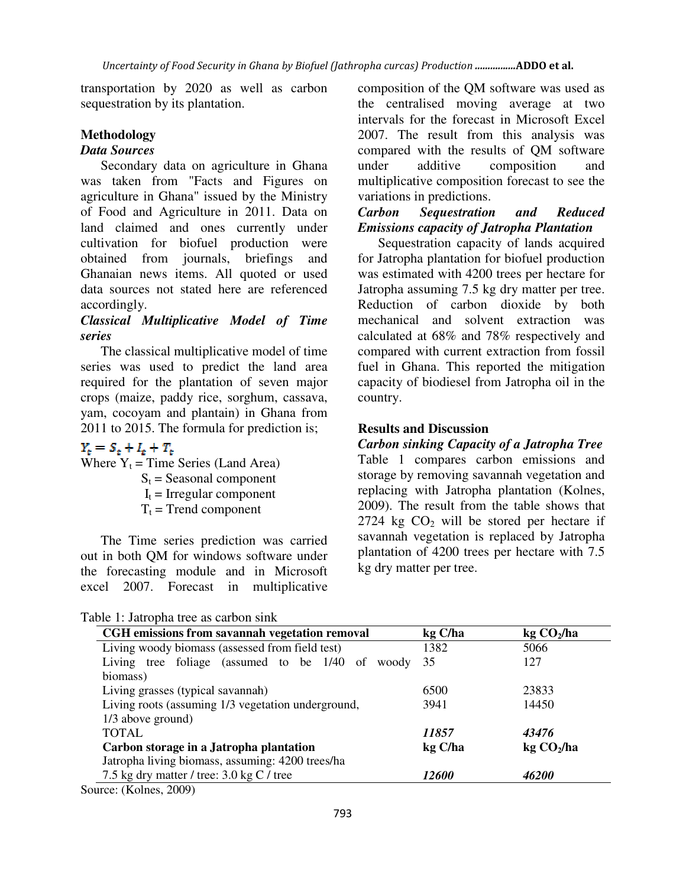transportation by 2020 as well as carbon sequestration by its plantation.

## Methodology

### *Data Sources*

Secondary data on agriculture in Ghana was taken from "Facts and Figures on agriculture in Ghana" issued by the Ministry of Food and Agriculture in 2011. Data on land claimed and ones currently under cultivation for biofuel production were obtained from journals, briefings and Ghanaian news items. All quoted or used data sources not stated here are referenced accordingly.

### *Classical Multiplicative Model of Time series*

The classical multiplicative model of time series was used to predict the land area required for the plantation of seven major crops (maize, paddy rice, sorghum, cassava, yam, cocoyam and plantain) in Ghana from 2011 to 2015. The formula for prediction is;

$$Y_t = S_t + I_t + T_t$$

Where $Y_t$ = Time Series (Land Area)
$S_t$ = Seasonal component
$I_t$ = Irregular component
$T_t$ = Trend component

The Time series prediction was carried out in both QM for windows software under the forecasting module and in Microsoft excel 2007. Forecast in multiplicative composition of the QM software was used as the centralised moving average at two intervals for the forecast in Microsoft Excel 2007. The result from this analysis was compared with the results of QM software under additive composition and multiplicative composition forecast to see the variations in predictions.

### *Carbon Sequestration and Reduced Emissions capacity of Jatropha Plantation*

Sequestration capacity of lands acquired for Jatropha plantation for biofuel production was estimated with 4200 trees per hectare for Jatropha assuming 7.5 kg dry matter per tree. Reduction of carbon dioxide by both mechanical and solvent extraction was calculated at 68% and 78% respectively and compared with current extraction from fossil fuel in Ghana. This reported the mitigation capacity of biodiesel from Jatropha oil in the country.

## Results and Discussion

### *Carbon sinking Capacity of a Jatropha Tree*

Table 1 compares carbon emissions and storage by removing savannah vegetation and replacing with Jatropha plantation (Kolnes, 2009). The result from the table shows that 2724 kg $CO_2$ will be stored per hectare if savannah vegetation is replaced by Jatropha plantation of 4200 trees per hectare with 7.5 kg dry matter per tree.

Table 1: Jatropha tree as carbon sink

| **CGH emissions from savannah vegetation removal** | **kg C/ha** | **kg $CO_2$/ha** |
|---|---|---|
| Living woody biomass (assessed from field test) | 1382 | 5066 |
| Living tree foliage (assumed to be 1/40 of woody biomass) | 35 | 127 |
| Living grasses (typical savannah) | 6500 | 23833 |
| Living roots (assuming 1/3 vegetation underground, 1/3 above ground) | 3941 | 14450 |
| TOTAL | ***11857*** | ***43476*** |
| **Carbon storage in a Jatropha plantation** | **kg C/ha** | **kg $CO_2$/ha** |
| Jatropha living biomass, assuming: 4200 trees/ha 7.5 kg dry matter / tree: 3.0 kg C / tree | ***12600*** | ***46200*** |

Source: (Kolnes, 2009)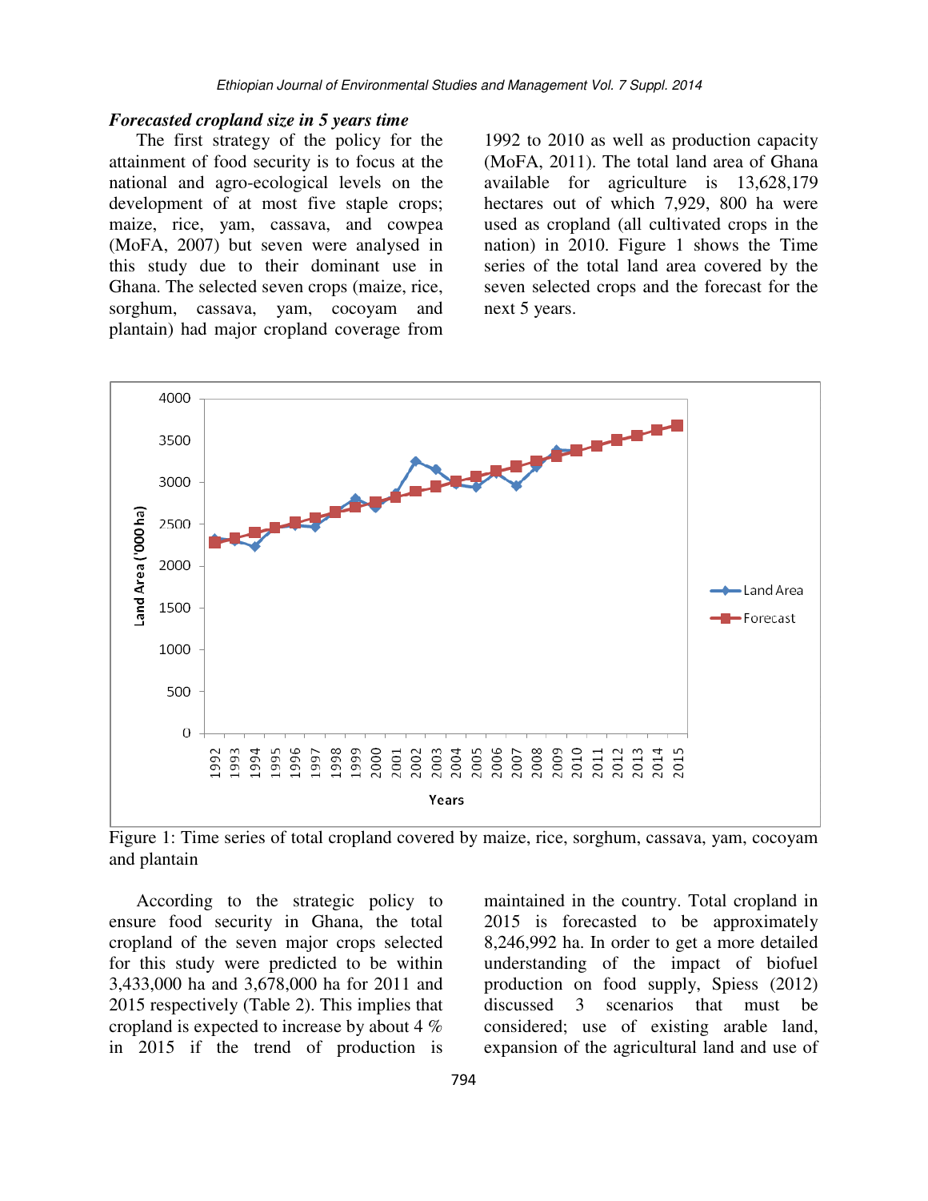### *Forecasted cropland size in 5 years time*

The first strategy of the policy for the attainment of food security is to focus at the national and agro-ecological levels on the development of at most five staple crops; maize, rice, yam, cassava, and cowpea (MoFA, 2007) but seven were analysed in this study due to their dominant use in Ghana. The selected seven crops (maize, rice, sorghum, cassava, yam, cocoyam and plantain) had major cropland coverage from 1992 to 2010 as well as production capacity (MoFA, 2011). The total land area of Ghana available for agriculture is 13,628,179 hectares out of which 7,929, 800 ha were used as cropland (all cultivated crops in the nation) in 2010. Figure 1 shows the Time series of the total land area covered by the seven selected crops and the forecast for the next 5 years.

Figure 1: Time series of total cropland covered by maize, rice, sorghum, cassava, yam, cocoyam and plantain

According to the strategic policy to ensure food security in Ghana, the total cropland of the seven major crops selected for this study were predicted to be within 3,433,000 ha and 3,678,000 ha for 2011 and 2015 respectively (Table 2). This implies that cropland is expected to increase by about 4 % in 2015 if the trend of production is maintained in the country. Total cropland in 2015 is forecasted to be approximately 8,246,992 ha. In order to get a more detailed understanding of the impact of biofuel production on food supply, Spiess (2012) discussed 3 scenarios that must be considered; use of existing arable land, expansion of the agricultural land and use of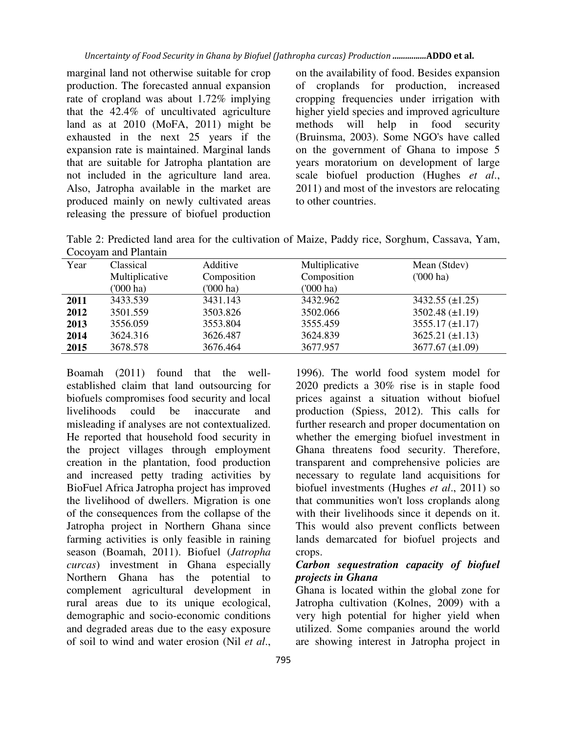marginal land not otherwise suitable for crop production. The forecasted annual expansion rate of cropland was about 1.72% implying that the 42.4% of uncultivated agriculture land as at 2010 (MoFA, 2011) might be exhausted in the next 25 years if the expansion rate is maintained. Marginal lands that are suitable for Jatropha plantation are not included in the agriculture land area. Also, Jatropha available in the market are produced mainly on newly cultivated areas releasing the pressure of biofuel production on the availability of food. Besides expansion of croplands for production, increased cropping frequencies under irrigation with higher yield species and improved agriculture methods will help in food security (Bruinsma, 2003). Some NGO's have called on the government of Ghana to impose 5 years moratorium on development of large scale biofuel production (Hughes *et al*., 2011) and most of the investors are relocating to other countries.

Table 2: Predicted land area for the cultivation of Maize, Paddy rice, Sorghum, Cassava, Yam, Cocoyam and Plantain

| Year | Classical Multiplicative ('000 ha) | Additive Composition ('000 ha) | Multiplicative Composition ('000 ha) | Mean (Stdev) ('000 ha) |
|---|---|---|---|---|
| **2011** | 3433.539 | 3431.143 | 3432.962 | 3432.55 (±1.25) |
| **2012** | 3501.559 | 3503.826 | 3502.066 | 3502.48 (±1.19) |
| **2013** | 3556.059 | 3553.804 | 3555.459 | 3555.17 (±1.17) |
| **2014** | 3624.316 | 3626.487 | 3624.839 | 3625.21 (±1.13) |
| **2015** | 3678.578 | 3676.464 | 3677.957 | 3677.67 (±1.09) |

Boamah (2011) found that the well-established claim that land outsourcing for biofuels compromises food security and local livelihoods could be inaccurate and misleading if analyses are not contextualized. He reported that household food security in the project villages through employment creation in the plantation, food production and increased petty trading activities by BioFuel Africa Jatropha project has improved the livelihood of dwellers. Migration is one of the consequences from the collapse of the Jatropha project in Northern Ghana since farming activities is only feasible in raining season (Boamah, 2011). Biofuel (*Jatropha curcas*) investment in Ghana especially Northern Ghana has the potential to complement agricultural development in rural areas due to its unique ecological, demographic and socio-economic conditions and degraded areas due to the easy exposure of soil to wind and water erosion (Nil *et al*., 1996). The world food system model for 2020 predicts a 30% rise is in staple food prices against a situation without biofuel production (Spiess, 2012). This calls for further research and proper documentation on whether the emerging biofuel investment in Ghana threatens food security. Therefore, transparent and comprehensive policies are necessary to regulate land acquisitions for biofuel investments (Hughes *et al*., 2011) so that communities won't loss croplands along with their livelihoods since it depends on it. This would also prevent conflicts between lands demarcated for biofuel projects and crops.

***Carbon sequestration capacity of biofuel projects in Ghana***

Ghana is located within the global zone for Jatropha cultivation (Kolnes, 2009) with a very high potential for higher yield when utilized. Some companies around the world are showing interest in Jatropha project in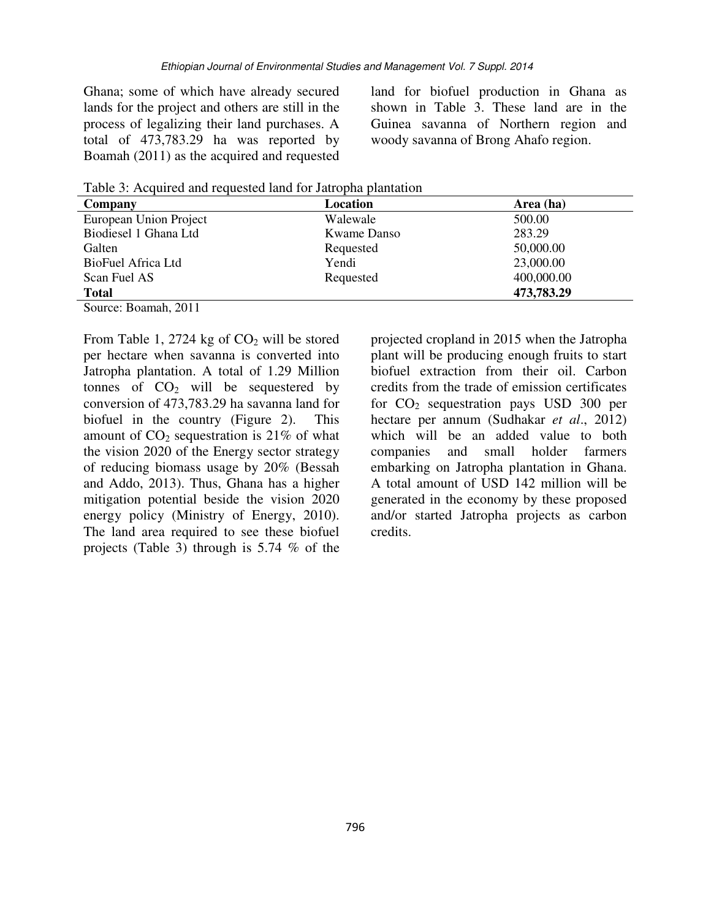Ghana; some of which have already secured lands for the project and others are still in the process of legalizing their land purchases. A total of 473,783.29 ha was reported by Boamah (2011) as the acquired and requested land for biofuel production in Ghana as shown in Table 3. These land are in the Guinea savanna of Northern region and woody savanna of Brong Ahafo region.

Table 3: Acquired and requested land for Jatropha plantation

| Company | Location | Area (ha) |
|---|---|---|
| European Union Project | Walewale | 500.00 |
| Biodiesel 1 Ghana Ltd | Kwame Danso | 283.29 |
| Galten | Requested | 50,000.00 |
| BioFuel Africa Ltd | Yendi | 23,000.00 |
| Scan Fuel AS | Requested | 400,000.00 |
| **Total** | | **473,783.29** |

Source: Boamah, 2011

From Table 1, 2724 kg of $CO_2$ will be stored per hectare when savanna is converted into Jatropha plantation. A total of 1.29 Million tonnes of $CO_2$ will be sequestered by conversion of 473,783.29 ha savanna land for biofuel in the country (Figure 2). This amount of $CO_2$ sequestration is 21% of what the vision 2020 of the Energy sector strategy of reducing biomass usage by 20% (Bessah and Addo, 2013). Thus, Ghana has a higher mitigation potential beside the vision 2020 energy policy (Ministry of Energy, 2010). The land area required to see these biofuel projects (Table 3) through is 5.74 % of the projected cropland in 2015 when the Jatropha plant will be producing enough fruits to start biofuel extraction from their oil. Carbon credits from the trade of emission certificates for $CO_2$ sequestration pays USD 300 per hectare per annum (Sudhakar *et al*., 2012) which will be an added value to both companies and small holder farmers embarking on Jatropha plantation in Ghana. A total amount of USD 142 million will be generated in the economy by these proposed and/or started Jatropha projects as carbon credits.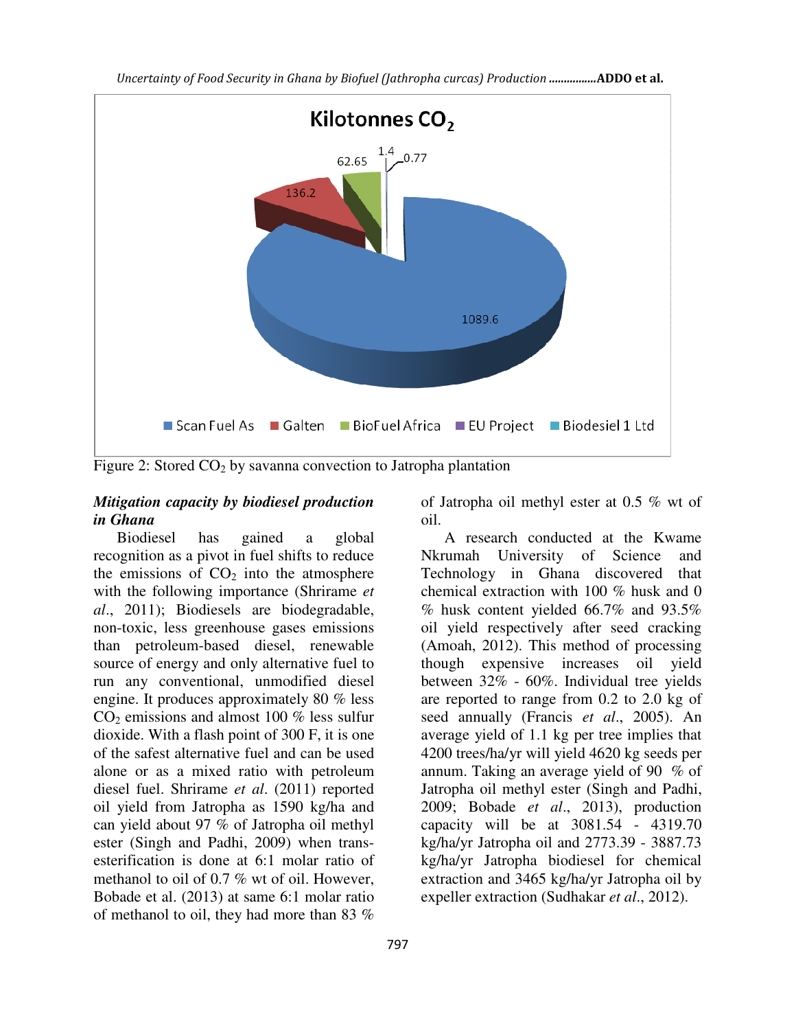Figure 2: Stored $CO_2$ by savanna convection to Jatropha plantation

### *Mitigation capacity by biodiesel production in Ghana*

Biodiesel has gained a global recognition as a pivot in fuel shifts to reduce the emissions of $CO_2$ into the atmosphere with the following importance (Shrirame *et al*., 2011); Biodiesels are biodegradable, non-toxic, less greenhouse gases emissions than petroleum-based diesel, renewable source of energy and only alternative fuel to run any conventional, unmodified diesel engine. It produces approximately 80 % less $CO_2$ emissions and almost 100 % less sulfur dioxide. With a flash point of 300 F, it is one of the safest alternative fuel and can be used alone or as a mixed ratio with petroleum diesel fuel. Shrirame *et al*. (2011) reported oil yield from Jatropha as 1590 kg/ha and can yield about 97 % of Jatropha oil methyl ester (Singh and Padhi, 2009) when trans-esterification is done at 6:1 molar ratio of methanol to oil of 0.7 % wt of oil. However, Bobade et al. (2013) at same 6:1 molar ratio of methanol to oil, they had more than 83 % of Jatropha oil methyl ester at 0.5 % wt of oil.

A research conducted at the Kwame Nkrumah University of Science and Technology in Ghana discovered that chemical extraction with 100 % husk and 0 % husk content yielded 66.7% and 93.5% oil yield respectively after seed cracking (Amoah, 2012). This method of processing though expensive increases oil yield between 32% - 60%. Individual tree yields are reported to range from 0.2 to 2.0 kg of seed annually (Francis *et al*., 2005). An average yield of 1.1 kg per tree implies that 4200 trees/ha/yr will yield 4620 kg seeds per annum. Taking an average yield of 90 % of Jatropha oil methyl ester (Singh and Padhi, 2009; Bobade *et al*., 2013), production capacity will be at 3081.54 - 4319.70 kg/ha/yr Jatropha oil and 2773.39 - 3887.73 kg/ha/yr Jatropha biodiesel for chemical extraction and 3465 kg/ha/yr Jatropha oil by expeller extraction (Sudhakar *et al*., 2012).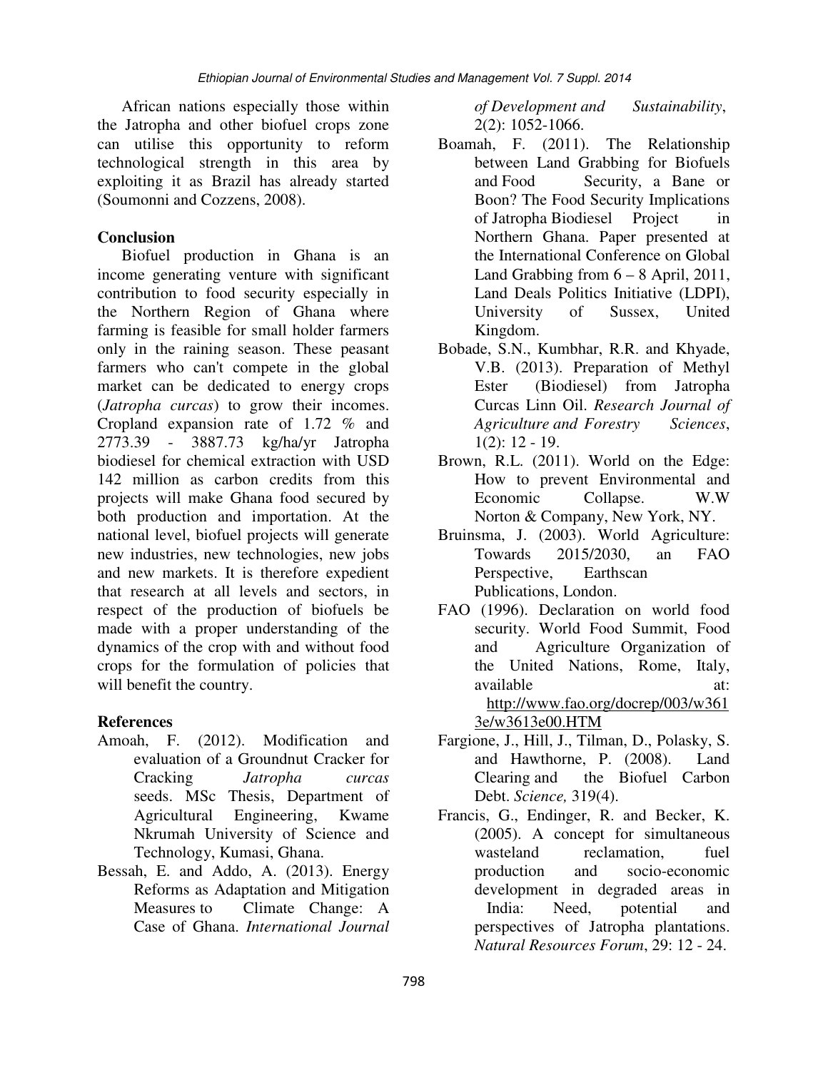African nations especially those within the Jatropha and other biofuel crops zone can utilise this opportunity to reform technological strength in this area by exploiting it as Brazil has already started (Soumonni and Cozzens, 2008).

## Conclusion

Biofuel production in Ghana is an income generating venture with significant contribution to food security especially in the Northern Region of Ghana where farming is feasible for small holder farmers only in the raining season. These peasant farmers who can't compete in the global market can be dedicated to energy crops (*Jatropha curcas*) to grow their incomes. Cropland expansion rate of 1.72 % and 2773.39 - 3887.73 kg/ha/yr Jatropha biodiesel for chemical extraction with USD 142 million as carbon credits from this projects will make Ghana food secured by both production and importation. At the national level, biofuel projects will generate new industries, new technologies, new jobs and new markets. It is therefore expedient that research at all levels and sectors, in respect of the production of biofuels be made with a proper understanding of the dynamics of the crop with and without food crops for the formulation of policies that will benefit the country.

## References

Amoah, F. (2012). Modification and evaluation of a Groundnut Cracker for Cracking *Jatropha curcas* seeds. MSc Thesis, Department of Agricultural Engineering, Kwame Nkrumah University of Science and Technology, Kumasi, Ghana.

Bessah, E. and Addo, A. (2013). Energy Reforms as Adaptation and Mitigation Measures to Climate Change: A Case of Ghana. *International Journal of Development and Sustainability*, 2(2): 1052-1066.

Boamah, F. (2011). The Relationship between Land Grabbing for Biofuels and Food Security, a Bane or Boon? The Food Security Implications of Jatropha Biodiesel Project in Northern Ghana. Paper presented at the International Conference on Global Land Grabbing from 6 – 8 April, 2011, Land Deals Politics Initiative (LDPI), University of Sussex, United Kingdom.

Bobade, S.N., Kumbhar, R.R. and Khyade, V.B. (2013). Preparation of Methyl Ester (Biodiesel) from Jatropha Curcas Linn Oil. *Research Journal of Agriculture and Forestry Sciences*, 1(2): 12 - 19.

Brown, R.L. (2011). World on the Edge: How to prevent Environmental and Economic Collapse. W.W Norton & Company, New York, NY.

Bruinsma, J. (2003). World Agriculture: Towards 2015/2030, an FAO Perspective, Earthscan Publications, London.

FAO (1996). Declaration on world food security. World Food Summit, Food and Agriculture Organization of the United Nations, Rome, Italy, available at: http://www.fao.org/docrep/003/w3613e/w3613e00.HTM

Fargione, J., Hill, J., Tilman, D., Polasky, S. and Hawthorne, P. (2008). Land Clearing and the Biofuel Carbon Debt. *Science,* 319(4).

Francis, G., Endinger, R. and Becker, K. (2005). A concept for simultaneous wasteland reclamation, fuel production and socio-economic development in degraded areas in India: Need, potential and perspectives of Jatropha plantations. *Natural Resources Forum*, 29: 12 - 24.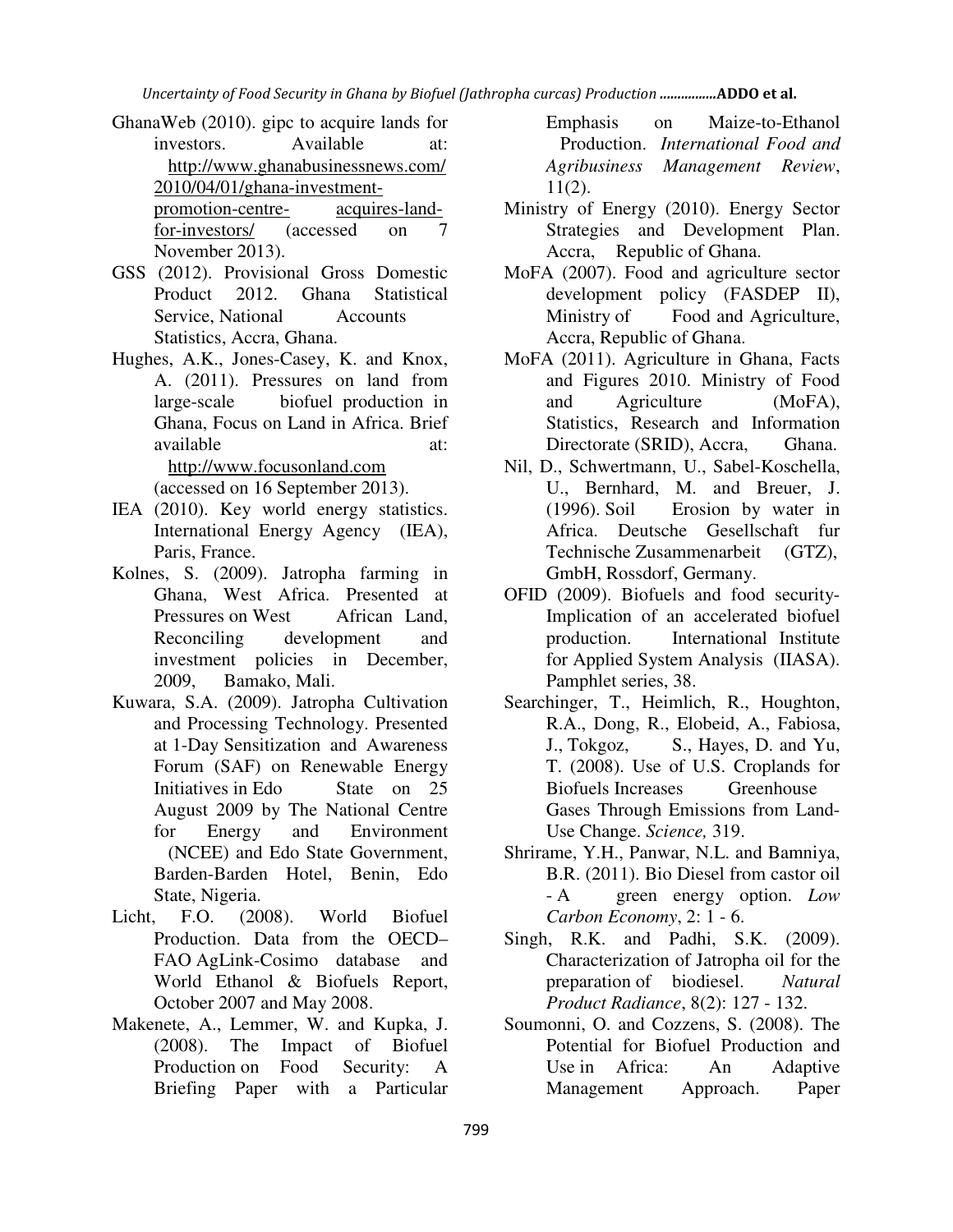GhanaWeb (2010). gipc to acquire lands for investors. Available at: http://www.ghanabusinessnews.com/2010/04/01/ghana-investment-promotion-centre- acquires-land-for-investors/ (accessed on 7 November 2013).

GSS (2012). Provisional Gross Domestic Product 2012. Ghana Statistical Service, National Accounts Statistics, Accra, Ghana.

Hughes, A.K., Jones-Casey, K. and Knox, A. (2011). Pressures on land from large-scale biofuel production in Ghana, Focus on Land in Africa. Brief available at: http://www.focusonland.com (accessed on 16 September 2013).

IEA (2010). Key world energy statistics. International Energy Agency (IEA), Paris, France.

Kolnes, S. (2009). Jatropha farming in Ghana, West Africa. Presented at Pressures on West African Land, Reconciling development and investment policies in December, 2009, Bamako, Mali.

Kuwara, S.A. (2009). Jatropha Cultivation and Processing Technology. Presented at 1-Day Sensitization and Awareness Forum (SAF) on Renewable Energy Initiatives in Edo State on 25 August 2009 by The National Centre for Energy and Environment (NCEE) and Edo State Government, Barden-Barden Hotel, Benin, Edo State, Nigeria.

Licht, F.O. (2008). World Biofuel Production. Data from the OECD–FAO AgLink-Cosimo database and World Ethanol & Biofuels Report, October 2007 and May 2008.

Makenete, A., Lemmer, W. and Kupka, J. (2008). The Impact of Biofuel Production on Food Security: A Briefing Paper with a Particular Emphasis on Maize-to-Ethanol Production. *International Food and Agribusiness Management Review*, 11(2).

Ministry of Energy (2010). Energy Sector Strategies and Development Plan. Accra, Republic of Ghana.

MoFA (2007). Food and agriculture sector development policy (FASDEP II), Ministry of Food and Agriculture, Accra, Republic of Ghana.

MoFA (2011). Agriculture in Ghana, Facts and Figures 2010. Ministry of Food and Agriculture (MoFA), Statistics, Research and Information Directorate (SRID), Accra, Ghana.

Nil, D., Schwertmann, U., Sabel-Koschella, U., Bernhard, M. and Breuer, J. (1996). Soil Erosion by water in Africa. Deutsche Gesellschaft fur Technische Zusammenarbeit (GTZ), GmbH, Rossdorf, Germany.

OFID (2009). Biofuels and food security- Implication of an accelerated biofuel production. International Institute for Applied System Analysis (IIASA). Pamphlet series, 38.

Searchinger, T., Heimlich, R., Houghton, R.A., Dong, R., Elobeid, A., Fabiosa, J., Tokgoz, S., Hayes, D. and Yu, T. (2008). Use of U.S. Croplands for Biofuels Increases Greenhouse Gases Through Emissions from Land-Use Change. *Science,* 319.

Shrirame, Y.H., Panwar, N.L. and Bamniya, B.R. (2011). Bio Diesel from castor oil - A green energy option. *Low Carbon Economy*, 2: 1 - 6.

Singh, R.K. and Padhi, S.K. (2009). Characterization of Jatropha oil for the preparation of biodiesel. *Natural Product Radiance*, 8(2): 127 - 132.

Soumonni, O. and Cozzens, S. (2008). The Potential for Biofuel Production and Use in Africa: An Adaptive Management Approach. Paper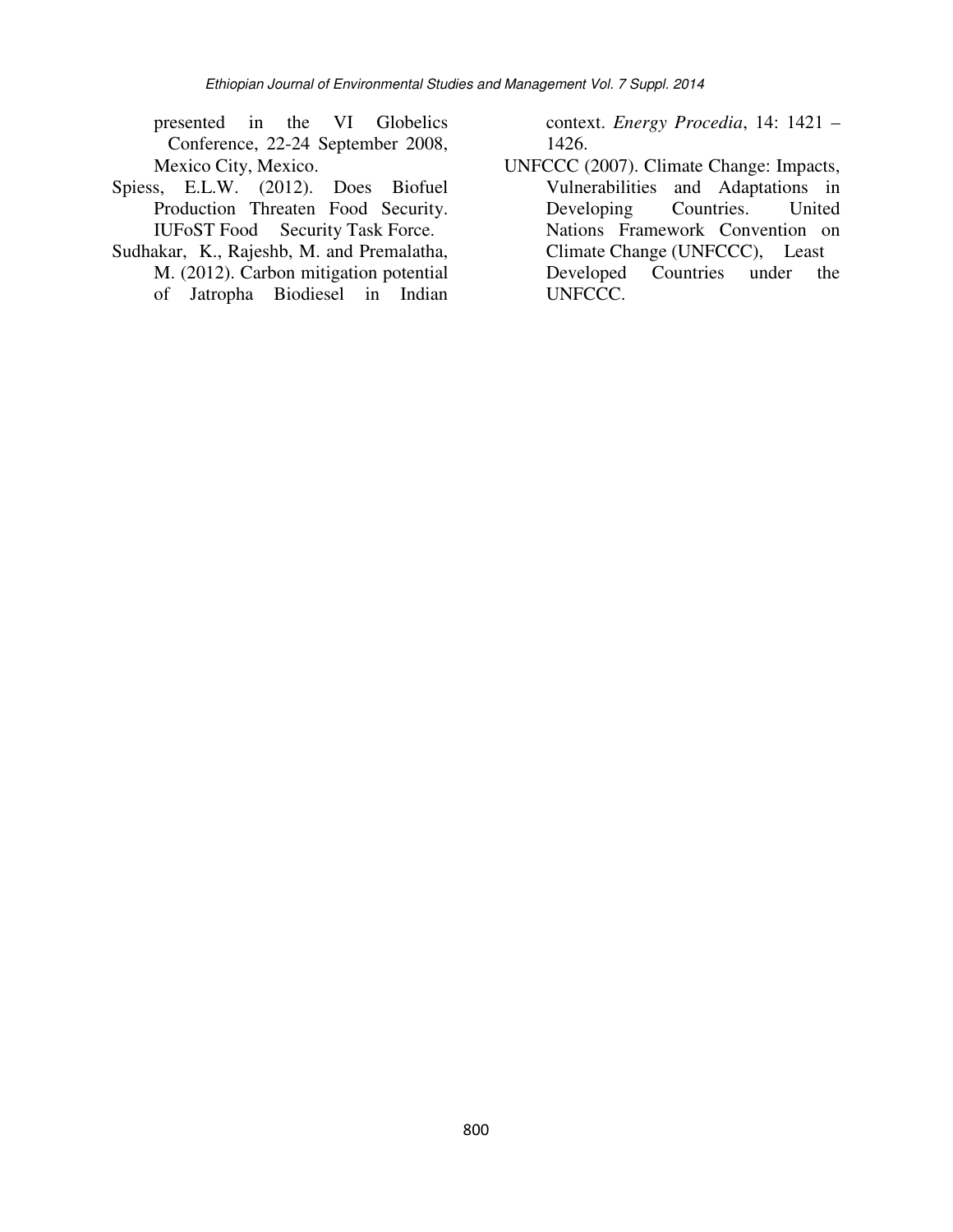presented in the VI Globelics Conference, 22-24 September 2008, Mexico City, Mexico.

Spiess, E.L.W. (2012). Does Biofuel Production Threaten Food Security. IUFoST Food Security Task Force.

Sudhakar, K., Rajeshb, M. and Premalatha, M. (2012). Carbon mitigation potential of Jatropha Biodiesel in Indian context. *Energy Procedia*, 14: 1421 – 1426.

UNFCCC (2007). Climate Change: Impacts, Vulnerabilities and Adaptations in Developing Countries. United Nations Framework Convention on Climate Change (UNFCCC), Least Developed Countries under the UNFCCC.